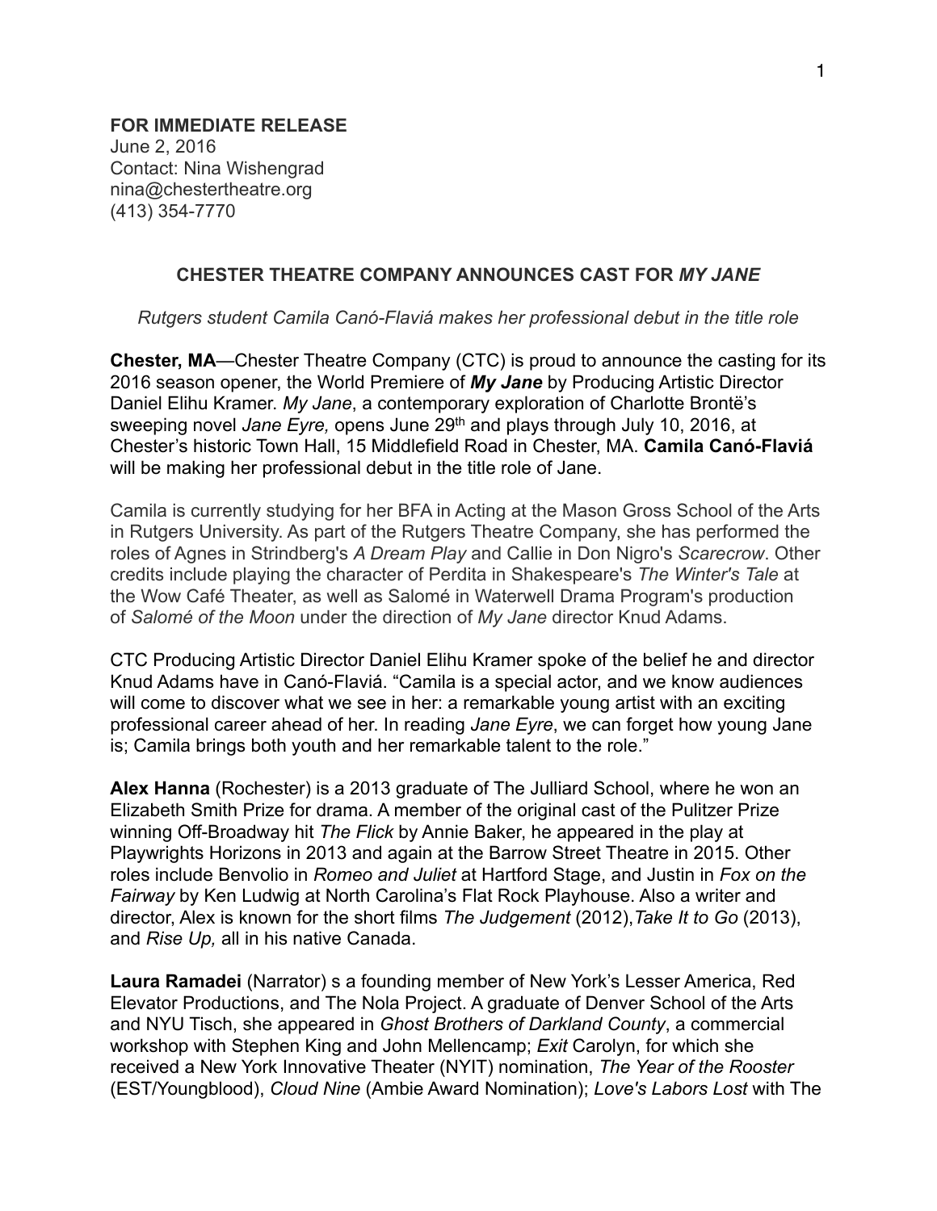**FOR IMMEDIATE RELEASE**
June 2, 2016
Contact: Nina Wishengrad
nina@chestertheatre.org
(413) 354-7770

**CHESTER THEATRE COMPANY ANNOUNCES CAST FOR *MY JANE***

*Rutgers student Camila Canó-Flaviá makes her professional debut in the title role*

**Chester, MA**—Chester Theatre Company (CTC) is proud to announce the casting for its 2016 season opener, the World Premiere of ***My Jane*** by Producing Artistic Director Daniel Elihu Kramer. *My Jane*, a contemporary exploration of Charlotte Brontë's sweeping novel *Jane Eyre,* opens June 29th and plays through July 10, 2016, at Chester's historic Town Hall, 15 Middlefield Road in Chester, MA. **Camila Canó-Flaviá** will be making her professional debut in the title role of Jane.

Camila is currently studying for her BFA in Acting at the Mason Gross School of the Arts in Rutgers University. As part of the Rutgers Theatre Company, she has performed the roles of Agnes in Strindberg's *A Dream Play* and Callie in Don Nigro's *Scarecrow*. Other credits include playing the character of Perdita in Shakespeare's *The Winter's Tale* at the Wow Café Theater, as well as Salomé in Waterwell Drama Program's production of *Salomé of the Moon* under the direction of *My Jane* director Knud Adams.

CTC Producing Artistic Director Daniel Elihu Kramer spoke of the belief he and director Knud Adams have in Canó-Flaviá. "Camila is a special actor, and we know audiences will come to discover what we see in her: a remarkable young artist with an exciting professional career ahead of her. In reading *Jane Eyre*, we can forget how young Jane is; Camila brings both youth and her remarkable talent to the role."

**Alex Hanna** (Rochester) is a 2013 graduate of The Julliard School, where he won an Elizabeth Smith Prize for drama. A member of the original cast of the Pulitzer Prize winning Off-Broadway hit *The Flick* by Annie Baker, he appeared in the play at Playwrights Horizons in 2013 and again at the Barrow Street Theatre in 2015. Other roles include Benvolio in *Romeo and Juliet* at Hartford Stage, and Justin in *Fox on the Fairway* by Ken Ludwig at North Carolina's Flat Rock Playhouse. Also a writer and director, Alex is known for the short films *The Judgement* (2012),*Take It to Go* (2013), and *Rise Up,* all in his native Canada.

**Laura Ramadei** (Narrator) s a founding member of New York's Lesser America, Red Elevator Productions, and The Nola Project. A graduate of Denver School of the Arts and NYU Tisch, she appeared in *Ghost Brothers of Darkland County*, a commercial workshop with Stephen King and John Mellencamp; *Exit* Carolyn, for which she received a New York Innovative Theater (NYIT) nomination, *The Year of the Rooster* (EST/Youngblood), *Cloud Nine* (Ambie Award Nomination); *Love's Labors Lost* with The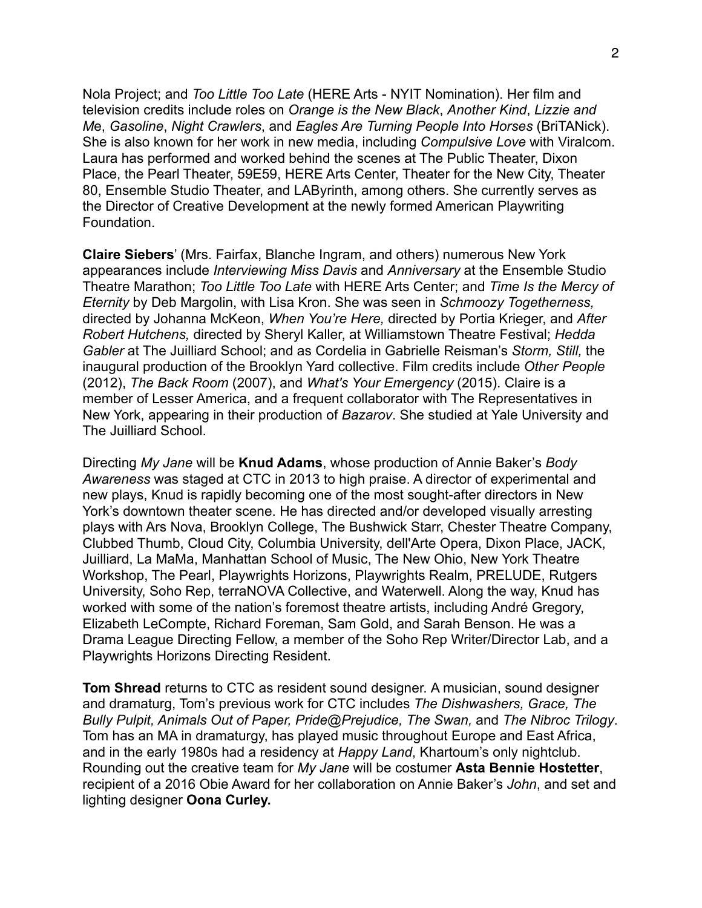Nola Project; and *Too Little Too Late* (HERE Arts - NYIT Nomination). Her film and television credits include roles on *Orange is the New Black*, *Another Kind*, *Lizzie and Me*, *Gasoline*, *Night Crawlers*, and *Eagles Are Turning People Into Horses* (BriTANick). She is also known for her work in new media, including *Compulsive Love* with Viralcom. Laura has performed and worked behind the scenes at The Public Theater, Dixon Place, the Pearl Theater, 59E59, HERE Arts Center, Theater for the New City, Theater 80, Ensemble Studio Theater, and LAByrinth, among others. She currently serves as the Director of Creative Development at the newly formed American Playwriting Foundation.

**Claire Siebers**' (Mrs. Fairfax, Blanche Ingram, and others) numerous New York appearances include *Interviewing Miss Davis* and *Anniversary* at the Ensemble Studio Theatre Marathon; *Too Little Too Late* with HERE Arts Center; and *Time Is the Mercy of Eternity* by Deb Margolin, with Lisa Kron. She was seen in *Schmoozy Togetherness,* directed by Johanna McKeon, *When You're Here,* directed by Portia Krieger, and *After Robert Hutchens,* directed by Sheryl Kaller, at Williamstown Theatre Festival; *Hedda Gabler* at The Juilliard School; and as Cordelia in Gabrielle Reisman's *Storm, Still,* the inaugural production of the Brooklyn Yard collective. Film credits include *Other People* (2012), *The Back Room* (2007), and *What's Your Emergency* (2015). Claire is a member of Lesser America, and a frequent collaborator with The Representatives in New York, appearing in their production of *Bazarov*. She studied at Yale University and The Juilliard School.

Directing *My Jane* will be **Knud Adams**, whose production of Annie Baker's *Body Awareness* was staged at CTC in 2013 to high praise. A director of experimental and new plays, Knud is rapidly becoming one of the most sought-after directors in New York's downtown theater scene. He has directed and/or developed visually arresting plays with Ars Nova, Brooklyn College, The Bushwick Starr, Chester Theatre Company, Clubbed Thumb, Cloud City, Columbia University, dell'Arte Opera, Dixon Place, JACK, Juilliard, La MaMa, Manhattan School of Music, The New Ohio, New York Theatre Workshop, The Pearl, Playwrights Horizons, Playwrights Realm, PRELUDE, Rutgers University, Soho Rep, terraNOVA Collective, and Waterwell. Along the way, Knud has worked with some of the nation's foremost theatre artists, including André Gregory, Elizabeth LeCompte, Richard Foreman, Sam Gold, and Sarah Benson. He was a Drama League Directing Fellow, a member of the Soho Rep Writer/Director Lab, and a Playwrights Horizons Directing Resident.

**Tom Shread** returns to CTC as resident sound designer. A musician, sound designer and dramaturg, Tom's previous work for CTC includes *The Dishwashers, Grace, The Bully Pulpit, Animals Out of Paper, Pride@Prejudice, The Swan,* and *The Nibroc Trilogy*. Tom has an MA in dramaturgy, has played music throughout Europe and East Africa, and in the early 1980s had a residency at *Happy Land*, Khartoum's only nightclub. Rounding out the creative team for *My Jane* will be costumer **Asta Bennie Hostetter**, recipient of a 2016 Obie Award for her collaboration on Annie Baker's *John*, and set and lighting designer **Oona Curley.**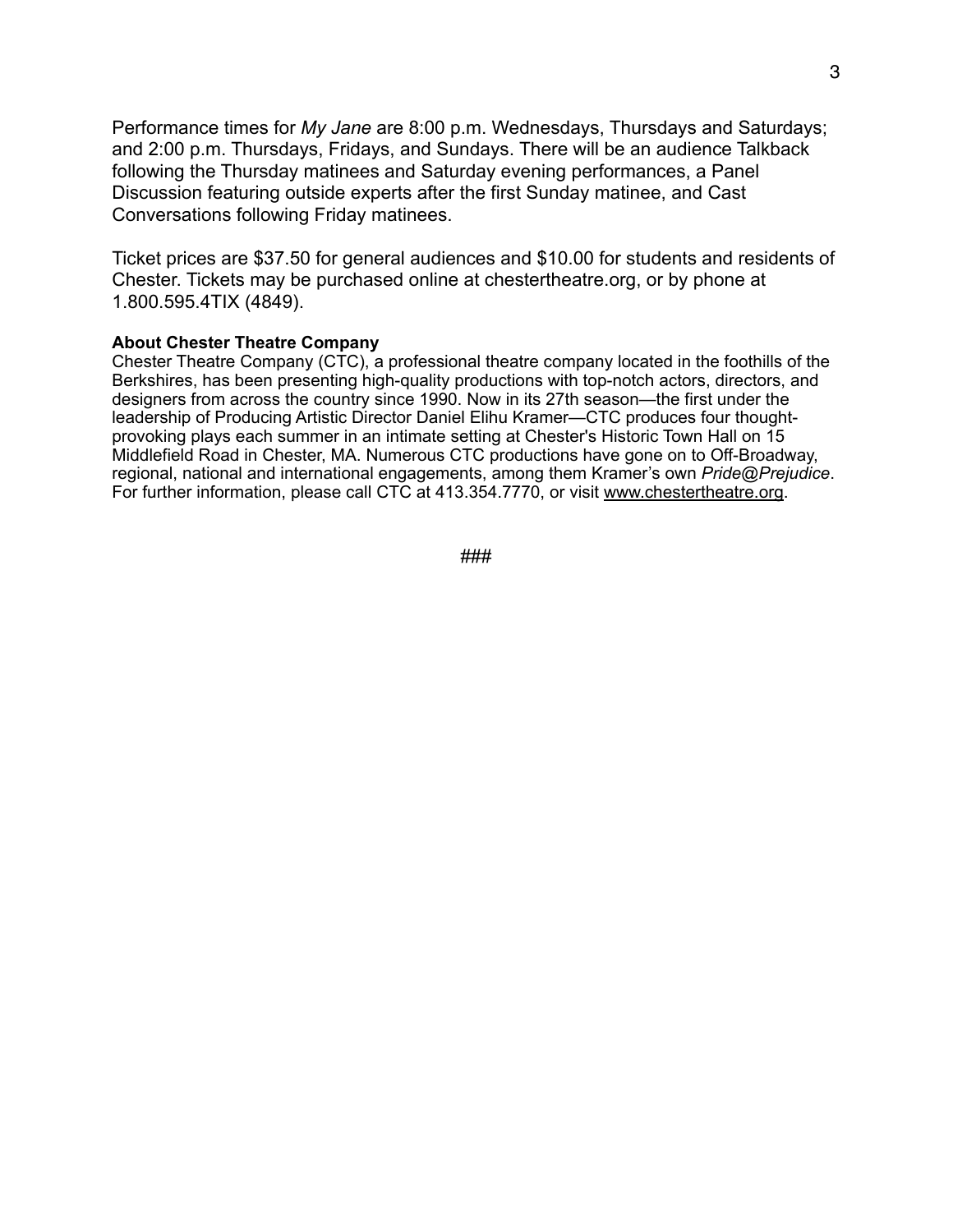Performance times for *My Jane* are 8:00 p.m. Wednesdays, Thursdays and Saturdays; and 2:00 p.m. Thursdays, Fridays, and Sundays. There will be an audience Talkback following the Thursday matinees and Saturday evening performances, a Panel Discussion featuring outside experts after the first Sunday matinee, and Cast Conversations following Friday matinees.

Ticket prices are $37.50 for general audiences and $10.00 for students and residents of Chester. Tickets may be purchased online at chestertheatre.org, or by phone at 1.800.595.4TIX (4849).

**About Chester Theatre Company**
Chester Theatre Company (CTC), a professional theatre company located in the foothills of the Berkshires, has been presenting high-quality productions with top-notch actors, directors, and designers from across the country since 1990. Now in its 27th season—the first under the leadership of Producing Artistic Director Daniel Elihu Kramer—CTC produces four thought-provoking plays each summer in an intimate setting at Chester's Historic Town Hall on 15 Middlefield Road in Chester, MA. Numerous CTC productions have gone on to Off-Broadway, regional, national and international engagements, among them Kramer's own *Pride@Prejudice*. For further information, please call CTC at 413.354.7770, or visit www.chestertheatre.org.

###